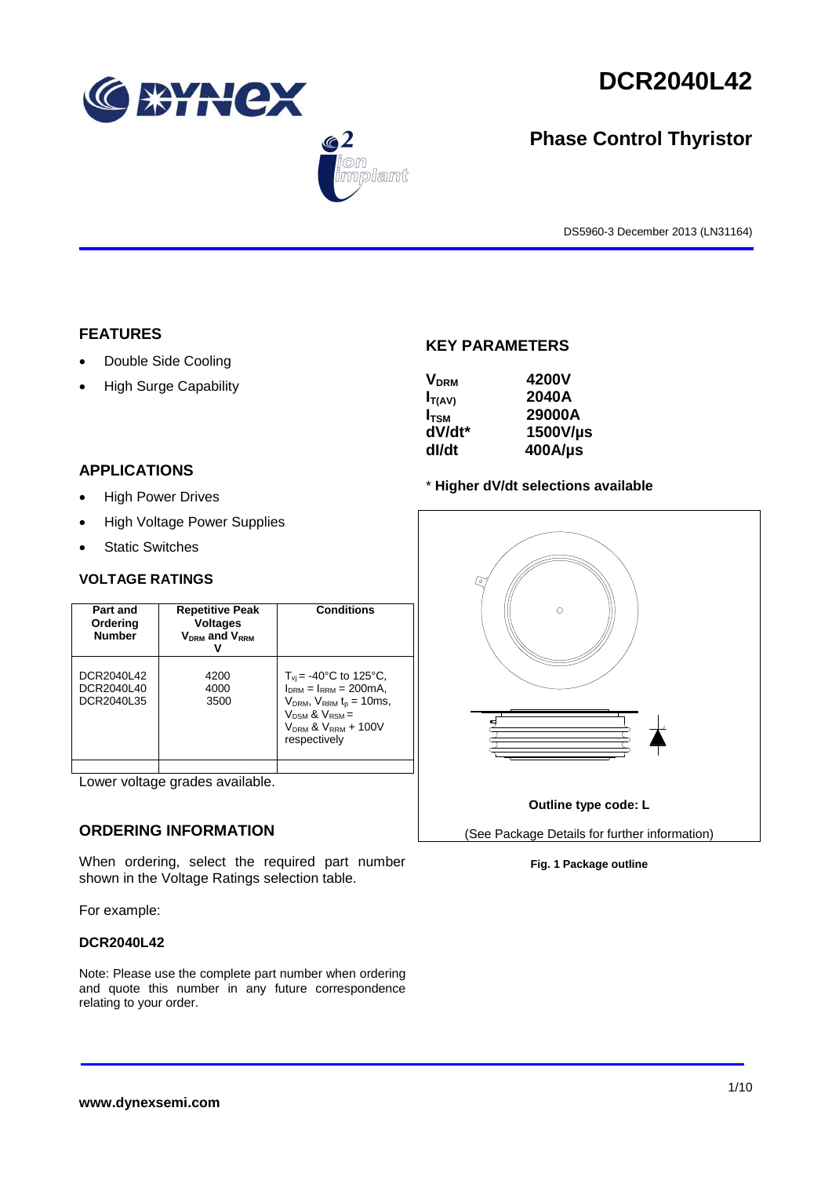# DCR2040L42

## Phase Control Thyristor

DS5960-3 December 2013 (LN31164)

## FEATURES

- Double Side Cooling
- High Surge Capability

## APPLICATIONS

- High Power Drives
- High Voltage Power Supplies
- Static Switches

## KEY PARAMETERS

| | |
|---|---|
| **$V_{DRM}$** | **4200V** |
| **$I_{T(AV)}$** | **2040A** |
| **$I_{TSM}$** | **29000A** |
| **dV/dt*** | **1500V/µs** |
| **dI/dt** | **400A/µs** |

\* **Higher dV/dt selections available**

### VOLTAGE RATINGS

| Part and Ordering Number | Repetitive Peak Voltages $V_{DRM}$ and $V_{RRM}$ V | Conditions |
|---|---|---|
| DCR2040L42<br>DCR2040L40<br>DCR2040L35 | 4200<br>4000<br>3500 | $T_{vj}$ = -40°C to 125°C, $I_{DRM}$ = $I_{RRM}$ = 200mA, $V_{DRM}$, $V_{RRM}$ $t_p$ = 10ms, $V_{DSM}$ & $V_{RSM}$ = $V_{DRM}$ & $V_{RRM}$ + 100V respectively |
| | | |

Lower voltage grades available.

**Outline type code: L**

(See Package Details for further information)

**Fig. 1 Package outline**

## ORDERING INFORMATION

When ordering, select the required part number shown in the Voltage Ratings selection table.

For example:

**DCR2040L42**

Note: Please use the complete part number when ordering and quote this number in any future correspondence relating to your order.

**www.dynexsemi.com**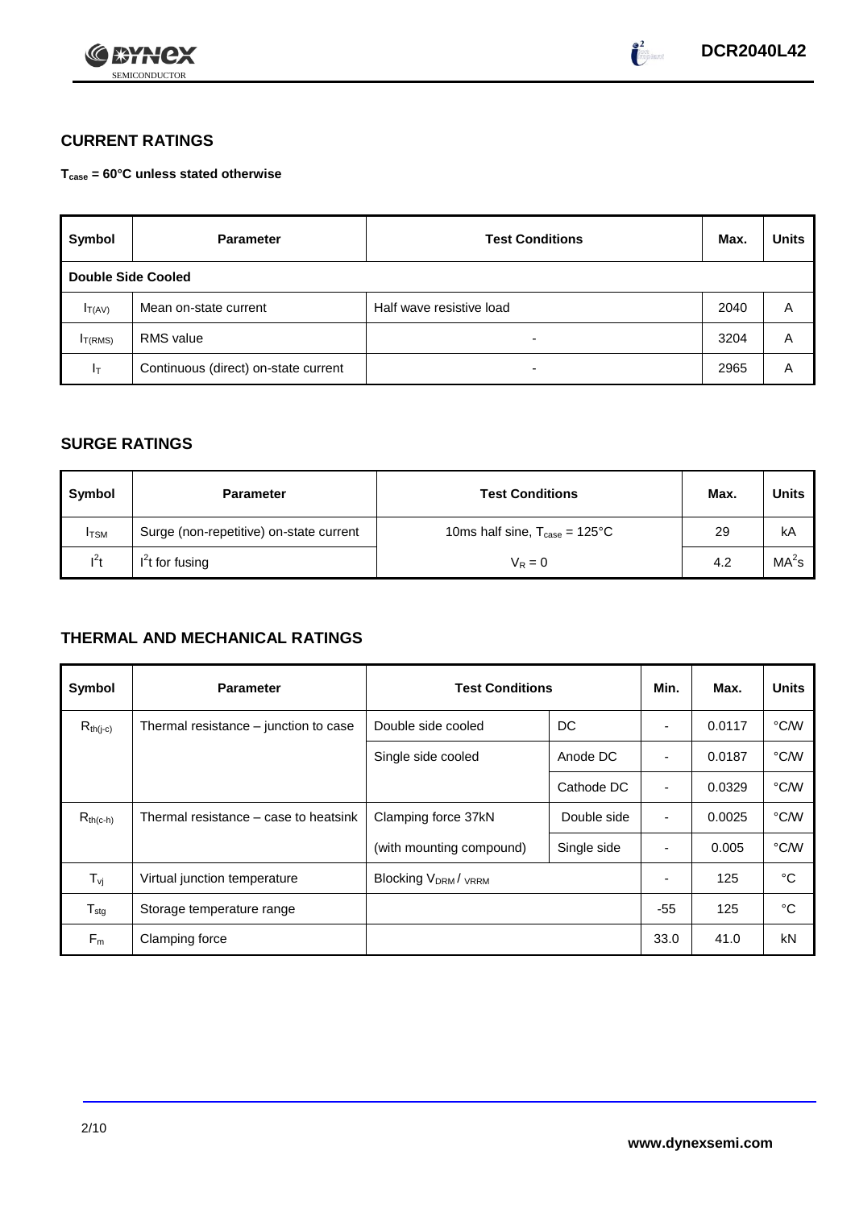## CURRENT RATINGS

**$T_{case}$ = 60°C unless stated otherwise**

| Symbol | Parameter | Test Conditions | Max. | Units |
|---|---|---|---|---|
| **Double Side Cooled** | | | | |
| $I_{T(AV)}$ | Mean on-state current | Half wave resistive load | 2040 | A |
| $I_{T(RMS)}$ | RMS value | - | 3204 | A |
| $I_T$ | Continuous (direct) on-state current | - | 2965 | A |

## SURGE RATINGS

| Symbol | Parameter | Test Conditions | Max. | Units |
|---|---|---|---|---|
| $I_{TSM}$ | Surge (non-repetitive) on-state current | 10ms half sine, $T_{case}$ = 125°C | 29 | kA |
| $I^2t$ | $I^2t$ for fusing | $V_R = 0$ | 4.2 | $MA^2s$ |

## THERMAL AND MECHANICAL RATINGS

| Symbol | Parameter | Test Conditions | | Min. | Max. | Units |
|---|---|---|---|---|---|---|
| $R_{th(j-c)}$ | Thermal resistance – junction to case | Double side cooled | DC | - | 0.0117 | °C/W |
| | | Single side cooled | Anode DC | - | 0.0187 | °C/W |
| | | | Cathode DC | - | 0.0329 | °C/W |
| $R_{th(c-h)}$ | Thermal resistance – case to heatsink | Clamping force 37kN | Double side | - | 0.0025 | °C/W |
| | | (with mounting compound) | Single side | - | 0.005 | °C/W |
| $T_{vj}$ | Virtual junction temperature | Blocking $V_{DRM}$ / $V_{RRM}$ | | - | 125 | °C |
| $T_{stg}$ | Storage temperature range | | | -55 | 125 | °C |
| $F_m$ | Clamping force | | | 33.0 | 41.0 | kN |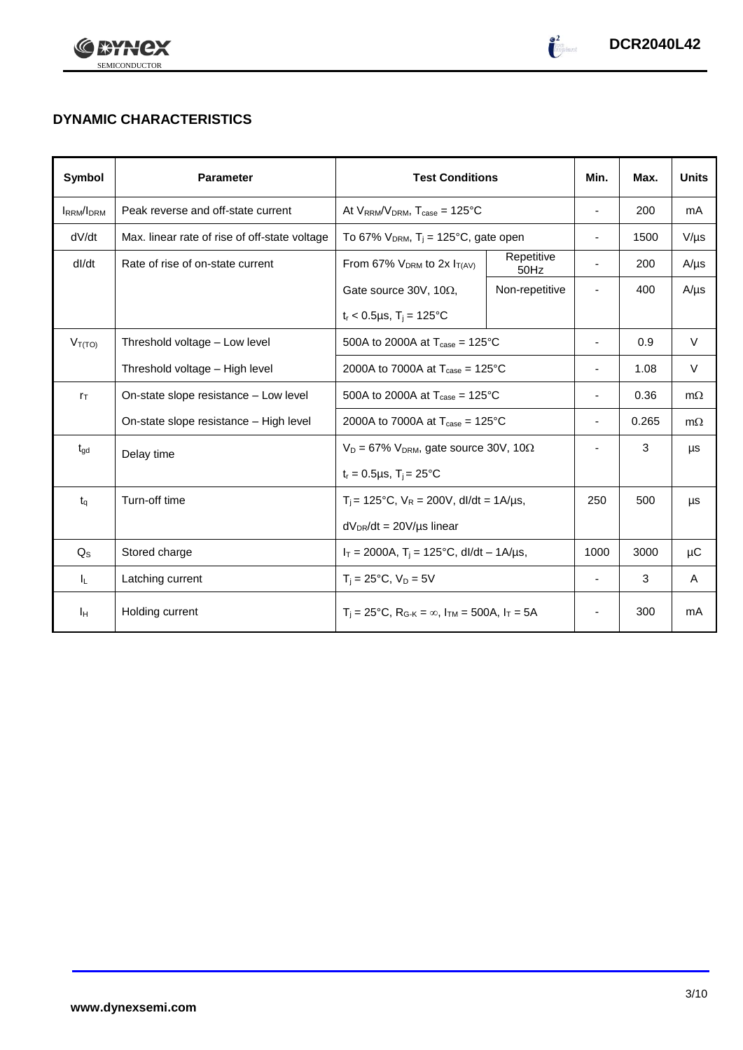## DYNAMIC CHARACTERISTICS

| Symbol | Parameter | Test Conditions | | Min. | Max. | Units |
|---|---|---|---|---|---|---|
| $I_{RRM}/I_{DRM}$ | Peak reverse and off-state current | At $V_{RRM}/V_{DRM}$, $T_{case}$ = 125°C | | - | 200 | mA |
| dV/dt | Max. linear rate of rise of off-state voltage | To 67% $V_{DRM}$, $T_j$ = 125°C, gate open | | - | 1500 | V/µs |
| dI/dt | Rate of rise of on-state current | From 67% $V_{DRM}$ to 2x $I_{T(AV)}$ | Repetitive 50Hz | - | 200 | A/µs |
| | | Gate source 30V, 10Ω, | Non-repetitive | - | 400 | A/µs |
| | | $t_r$ < 0.5µs, $T_j$ = 125°C | | | | |
| $V_{T(TO)}$ | Threshold voltage – Low level | 500A to 2000A at $T_{case}$ = 125°C | | - | 0.9 | V |
| | Threshold voltage – High level | 2000A to 7000A at $T_{case}$ = 125°C | | - | 1.08 | V |
| $r_T$ | On-state slope resistance – Low level | 500A to 2000A at $T_{case}$ = 125°C | | - | 0.36 | mΩ |
| | On-state slope resistance – High level | 2000A to 7000A at $T_{case}$ = 125°C | | - | 0.265 | mΩ |
| $t_{gd}$ | Delay time | $V_D$ = 67% $V_{DRM}$, gate source 30V, 10Ω | | - | 3 | µs |
| | | $t_r$ = 0.5µs, $T_j$ = 25°C | | | | |
| $t_q$ | Turn-off time | $T_j$ = 125°C, $V_R$ = 200V, dI/dt = 1A/µs, | | 250 | 500 | µs |
| | | $dV_{DR}/dt$ = 20V/µs linear | | | | |
| $Q_S$ | Stored charge | $I_T$ = 2000A, $T_j$ = 125°C, dI/dt – 1A/µs, | | 1000 | 3000 | µC |
| $I_L$ | Latching current | $T_j$ = 25°C, $V_D$ = 5V | | - | 3 | A |
| $I_H$ | Holding current | $T_j$ = 25°C, $R_{G-K}$ = ∞, $I_{TM}$ = 500A, $I_T$ = 5A | | - | 300 | mA |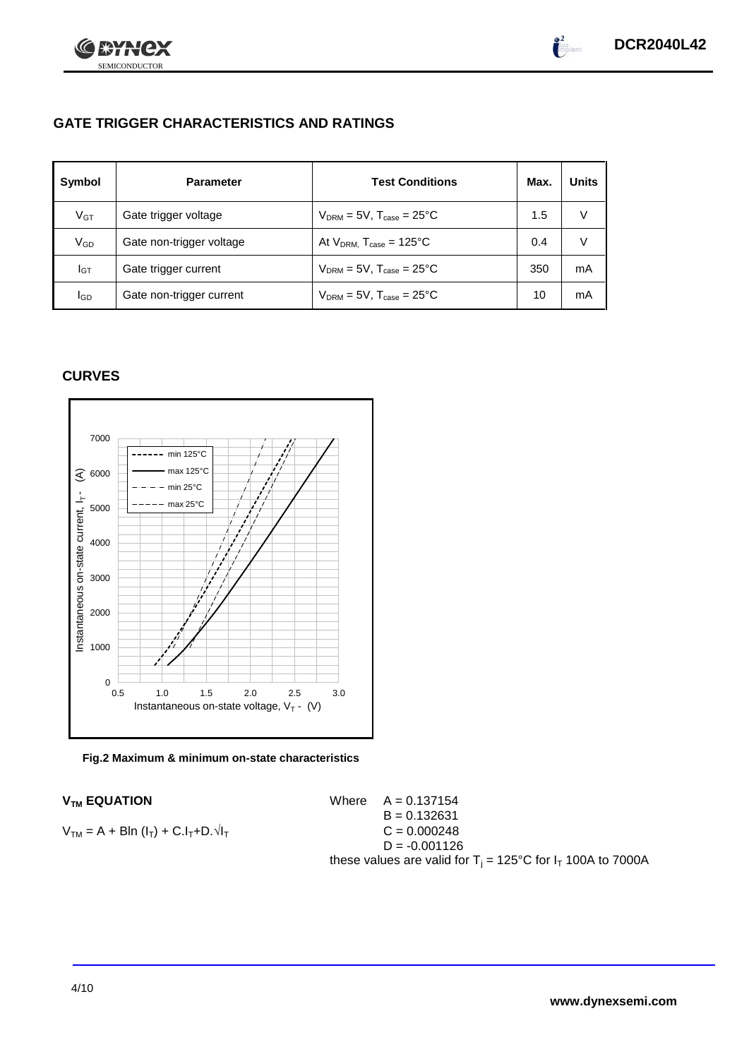## GATE TRIGGER CHARACTERISTICS AND RATINGS

| Symbol | Parameter | Test Conditions | Max. | Units |
|---|---|---|---|---|
| $V_{GT}$ | Gate trigger voltage | $V_{DRM}$ = 5V, $T_{case}$ = 25°C | 1.5 | V |
| $V_{GD}$ | Gate non-trigger voltage | At $V_{DRM,}$ $T_{case}$ = 125°C | 0.4 | V |
| $I_{GT}$ | Gate trigger current | $V_{DRM}$ = 5V, $T_{case}$ = 25°C | 350 | mA |
| $I_{GD}$ | Gate non-trigger current | $V_{DRM}$ = 5V, $T_{case}$ = 25°C | 10 | mA |

## CURVES

**Fig.2 Maximum & minimum on-state characteristics**

### $V_{TM}$ EQUATION

$V_{TM} = A + B\ln(I_T) + C.I_T + D.\sqrt{I_T}$

Where
A = 0.137154
B = 0.132631
C = 0.000248
D = -0.001126

these values are valid for $T_j$ = 125°C for $I_T$ 100A to 7000A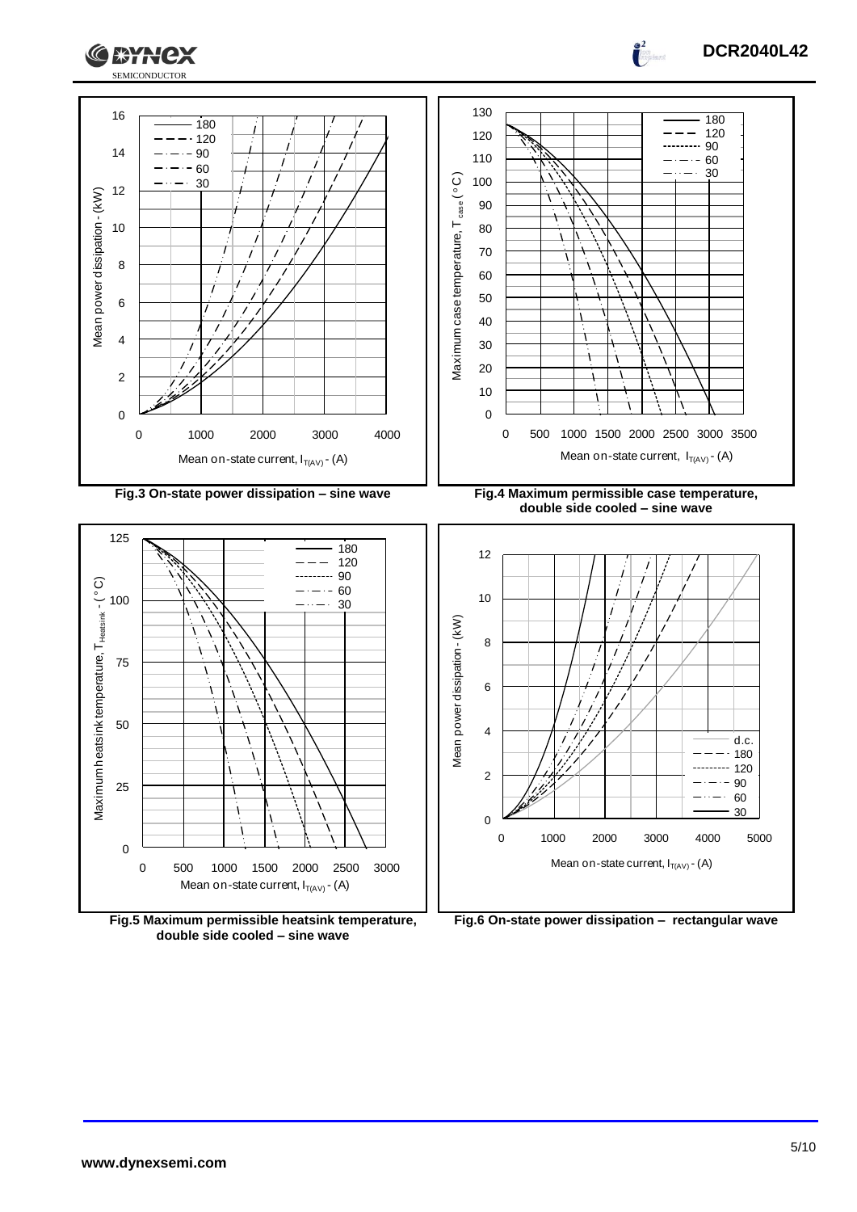Fig.3 On-state power dissipation – sine wave

Fig.4 Maximum permissible case temperature, double side cooled – sine wave

Fig.5 Maximum permissible heatsink temperature, double side cooled – sine wave

Fig.6 On-state power dissipation – rectangular wave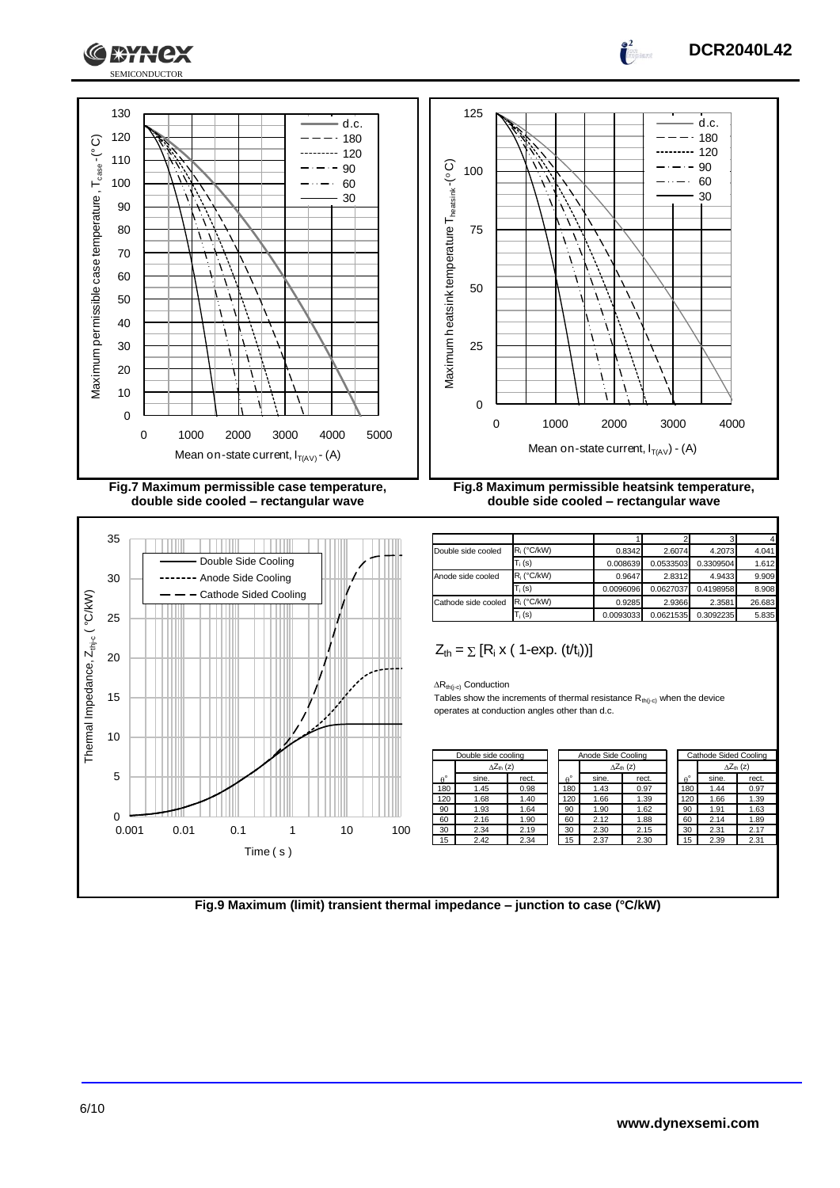Fig.7 Maximum permissible case temperature, double side cooled – rectangular wave

Fig.8 Maximum permissible heatsink temperature, double side cooled – rectangular wave

| | | 1 | 2 | 3 | 4 |
|---|---|---|---|---|---|
| Double side cooled | $R_i$ (°C/kW) | 0.8342 | 2.6074 | 4.2073 | 4.041 |
| | $T_i$ (s) | 0.008639 | 0.0533503 | 0.3309504 | 1.612 |
| Anode side cooled | $R_i$ (°C/kW) | 0.9647 | 2.8312 | 4.9433 | 9.909 |
| | $T_i$ (s) | 0.0096096 | 0.0627037 | 0.4198958 | 8.908 |
| Cathode side cooled | $R_i$ (°C/kW) | 0.9285 | 2.9366 | 2.3581 | 26.683 |
| | $T_i$ (s) | 0.0093033 | 0.0621535 | 0.3092235 | 5.835 |

$$Z_{th} = \sum [R_i \times ( 1\text{-exp. } (t/t_i))]$$

$\Delta R_{th(j-c)}$ Conduction

Tables show the increments of thermal resistance $R_{th(j-c)}$ when the device operates at conduction angles other than d.c.

| Double side cooling | | |
|---|---|---|
| | $\Delta Z_{th}$ (z) | |
| $\theta°$ | sine. | rect. |
| 180 | 1.45 | 0.98 |
| 120 | 1.68 | 1.40 |
| 90 | 1.93 | 1.64 |
| 60 | 2.16 | 1.90 |
| 30 | 2.34 | 2.19 |
| 15 | 2.42 | 2.34 |

| Anode Side Cooling | | |
|---|---|---|
| | $\Delta Z_{th}$ (z) | |
| $\theta°$ | sine. | rect. |
| 180 | 1.43 | 0.97 |
| 120 | 1.66 | 1.39 |
| 90 | 1.90 | 1.62 |
| 60 | 2.12 | 1.88 |
| 30 | 2.30 | 2.15 |
| 15 | 2.37 | 2.30 |

| Cathode Sided Cooling | | |
|---|---|---|
| | $\Delta Z_{th}$ (z) | |
| $\theta°$ | sine. | rect. |
| 180 | 1.44 | 0.97 |
| 120 | 1.66 | 1.39 |
| 90 | 1.91 | 1.63 |
| 60 | 2.14 | 1.89 |
| 30 | 2.31 | 2.17 |
| 15 | 2.39 | 2.31 |

Fig.9 Maximum (limit) transient thermal impedance – junction to case (°C/kW)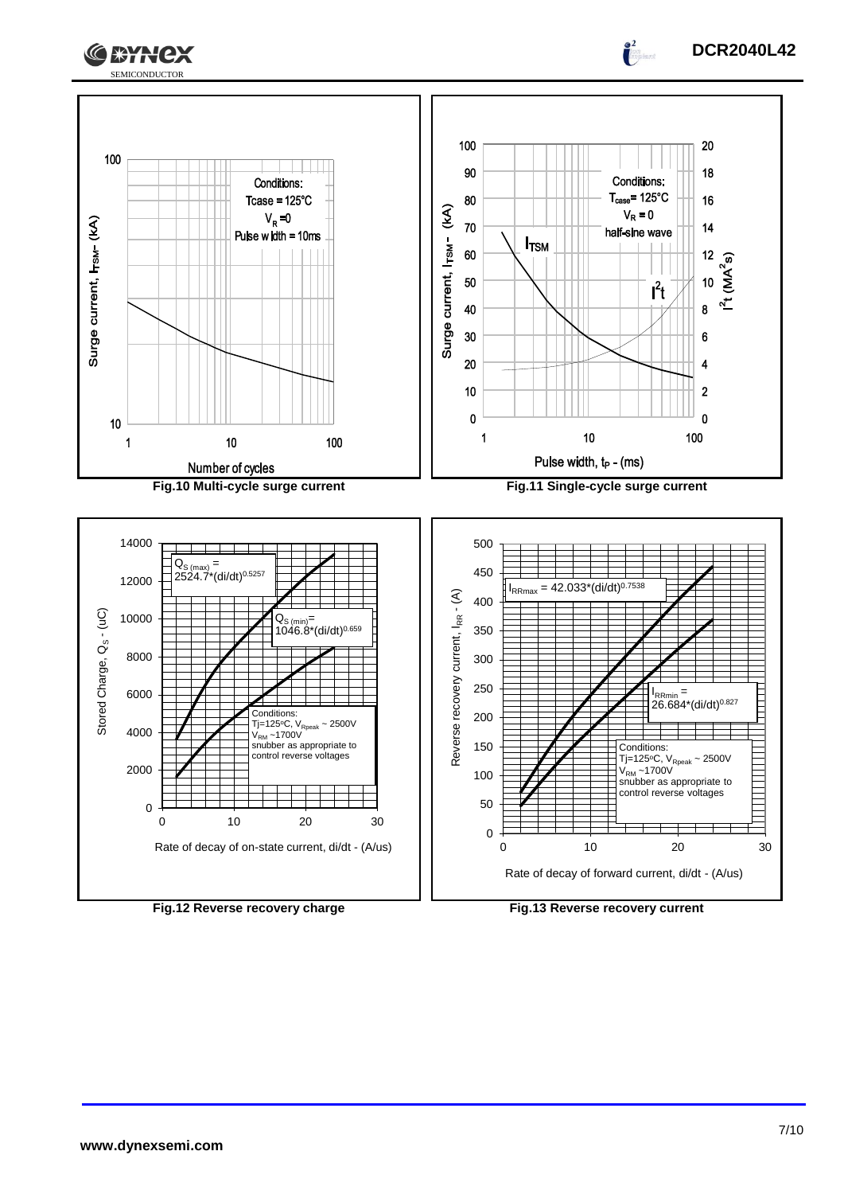Conditions:
Tcase = 125°C
$V_R$ = 0
Pulse width = 10ms

Surge current, $I_{TSM}$ - (kA)

Number of cycles

**Fig.10 Multi-cycle surge current**

Conditions:
$T_{case}$ = 125°C
$V_R$ = 0
half-sine wave

$I_{TSM}$

$I^2t$

Surge current, $I_{TSM}$ - (kA)

$I^2t$ ($MA^2s$)

Pulse width, $t_P$ - (ms)

**Fig.11 Single-cycle surge current**

$Q_{S\,(max)} = 2524.7*(di/dt)^{0.5257}$

$Q_{S\,(min)} = 1046.8*(di/dt)^{0.659}$

Conditions:
Tj=125°C, $V_{Rpeak}$ ~ 2500V
$V_{RM}$ ~1700V
snubber as appropriate to control reverse voltages

Stored Charge, $Q_S$ - (uC)

Rate of decay of on-state current, di/dt - (A/us)

**Fig.12 Reverse recovery charge**

$I_{RRmax} = 42.033*(di/dt)^{0.7538}$

$I_{RRmin} = 26.684*(di/dt)^{0.827}$

Conditions:
Tj=125°C, $V_{Rpeak}$ ~ 2500V
$V_{RM}$ ~1700V
snubber as appropriate to control reverse voltages

Reverse recovery current, $I_{RR}$ - (A)

Rate of decay of forward current, di/dt - (A/us)

**Fig.13 Reverse recovery current**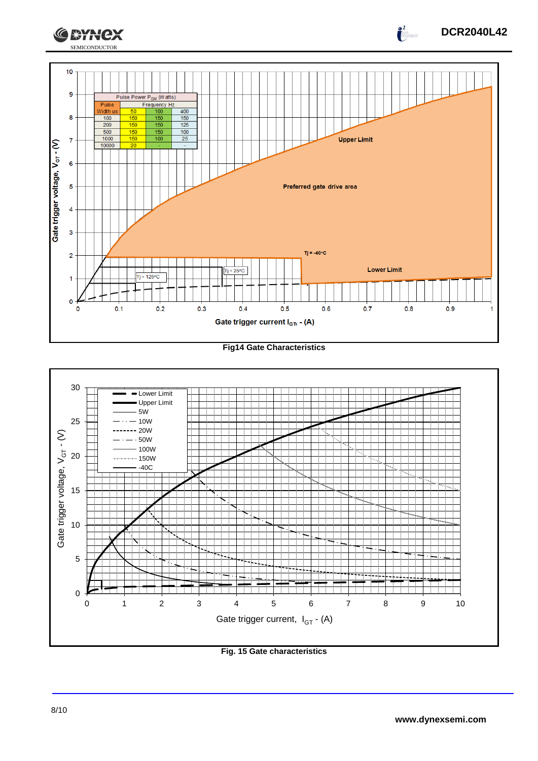| Pulse Power $P_{GM}$ (Watts) | | | |
|---|---|---|---|
| Pulse | Frequency Hz | | |
| Width us | 50 | 100 | 400 |
| 100 | 150 | 150 | 150 |
| 200 | 150 | 150 | 125 |
| 500 | 150 | 150 | 100 |
| 1000 | 150 | 100 | 25 |
| 10000 | 20 | - | - |

Fig14 Gate Characteristics

Fig. 15 Gate characteristics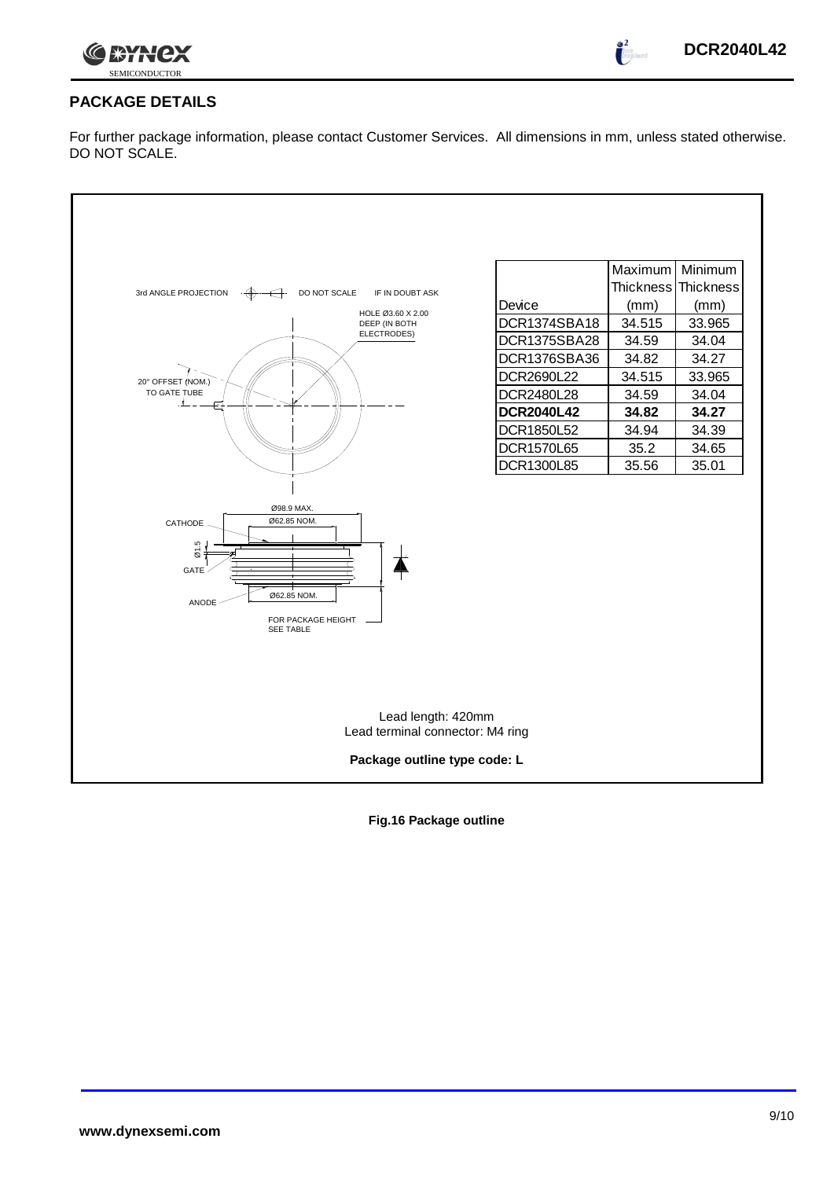## PACKAGE DETAILS

For further package information, please contact Customer Services. All dimensions in mm, unless stated otherwise. DO NOT SCALE.

3rd ANGLE PROJECTION DO NOT SCALE IF IN DOUBT ASK

HOLE Ø3.60 X 2.00 DEEP (IN BOTH ELECTRODES)

20° OFFSET (NOM.) TO GATE TUBE

CATHODE

Ø98.9 MAX.

Ø62.85 NOM.

Ø1.5

GATE

ANODE

Ø62.85 NOM.

FOR PACKAGE HEIGHT SEE TABLE

| Device | Maximum Thickness (mm) | Minimum Thickness (mm) |
|---|---|---|
| DCR1374SBA18 | 34.515 | 33.965 |
| DCR1375SBA28 | 34.59 | 34.04 |
| DCR1376SBA36 | 34.82 | 34.27 |
| DCR2690L22 | 34.515 | 33.965 |
| DCR2480L28 | 34.59 | 34.04 |
| **DCR2040L42** | **34.82** | **34.27** |
| DCR1850L52 | 34.94 | 34.39 |
| DCR1570L65 | 35.2 | 34.65 |
| DCR1300L85 | 35.56 | 35.01 |

Lead length: 420mm

Lead terminal connector: M4 ring

**Package outline type code: L**

**Fig.16 Package outline**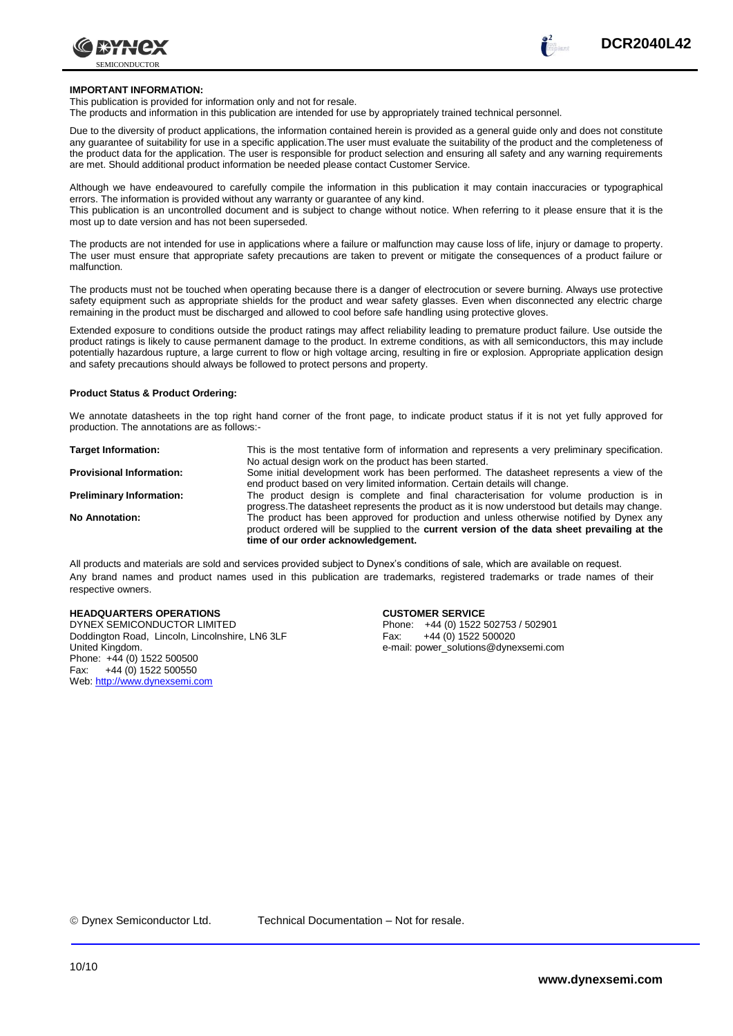**IMPORTANT INFORMATION:**

This publication is provided for information only and not for resale.

The products and information in this publication are intended for use by appropriately trained technical personnel.

Due to the diversity of product applications, the information contained herein is provided as a general guide only and does not constitute any guarantee of suitability for use in a specific application.The user must evaluate the suitability of the product and the completeness of the product data for the application. The user is responsible for product selection and ensuring all safety and any warning requirements are met. Should additional product information be needed please contact Customer Service.

Although we have endeavoured to carefully compile the information in this publication it may contain inaccuracies or typographical errors. The information is provided without any warranty or guarantee of any kind.

This publication is an uncontrolled document and is subject to change without notice. When referring to it please ensure that it is the most up to date version and has not been superseded.

The products are not intended for use in applications where a failure or malfunction may cause loss of life, injury or damage to property. The user must ensure that appropriate safety precautions are taken to prevent or mitigate the consequences of a product failure or malfunction.

The products must not be touched when operating because there is a danger of electrocution or severe burning. Always use protective safety equipment such as appropriate shields for the product and wear safety glasses. Even when disconnected any electric charge remaining in the product must be discharged and allowed to cool before safe handling using protective gloves.

Extended exposure to conditions outside the product ratings may affect reliability leading to premature product failure. Use outside the product ratings is likely to cause permanent damage to the product. In extreme conditions, as with all semiconductors, this may include potentially hazardous rupture, a large current to flow or high voltage arcing, resulting in fire or explosion. Appropriate application design and safety precautions should always be followed to protect persons and property.

**Product Status & Product Ordering:**

We annotate datasheets in the top right hand corner of the front page, to indicate product status if it is not yet fully approved for production. The annotations are as follows:-

| | |
|---|---|
| **Target Information:** | This is the most tentative form of information and represents a very preliminary specification. No actual design work on the product has been started. |
| **Provisional Information:** | Some initial development work has been performed. The datasheet represents a view of the end product based on very limited information. Certain details will change. |
| **Preliminary Information:** | The product design is complete and final characterisation for volume production is in progress.The datasheet represents the product as it is now understood but details may change. |
| **No Annotation:** | The product has been approved for production and unless otherwise notified by Dynex any product ordered will be supplied to the **current version of the data sheet prevailing at the time of our order acknowledgement.** |

All products and materials are sold and services provided subject to Dynex's conditions of sale, which are available on request.

Any brand names and product names used in this publication are trademarks, registered trademarks or trade names of their respective owners.

**HEADQUARTERS OPERATIONS**

DYNEX SEMICONDUCTOR LIMITED
Doddington Road, Lincoln, Lincolnshire, LN6 3LF
United Kingdom.
Phone: +44 (0) 1522 500500
Fax: +44 (0) 1522 500550
Web: http://www.dynexsemi.com

**CUSTOMER SERVICE**

Phone: +44 (0) 1522 502753 / 502901
Fax: +44 (0) 1522 500020
e-mail: power_solutions@dynexsemi.com

© Dynex Semiconductor Ltd. Technical Documentation – Not for resale.